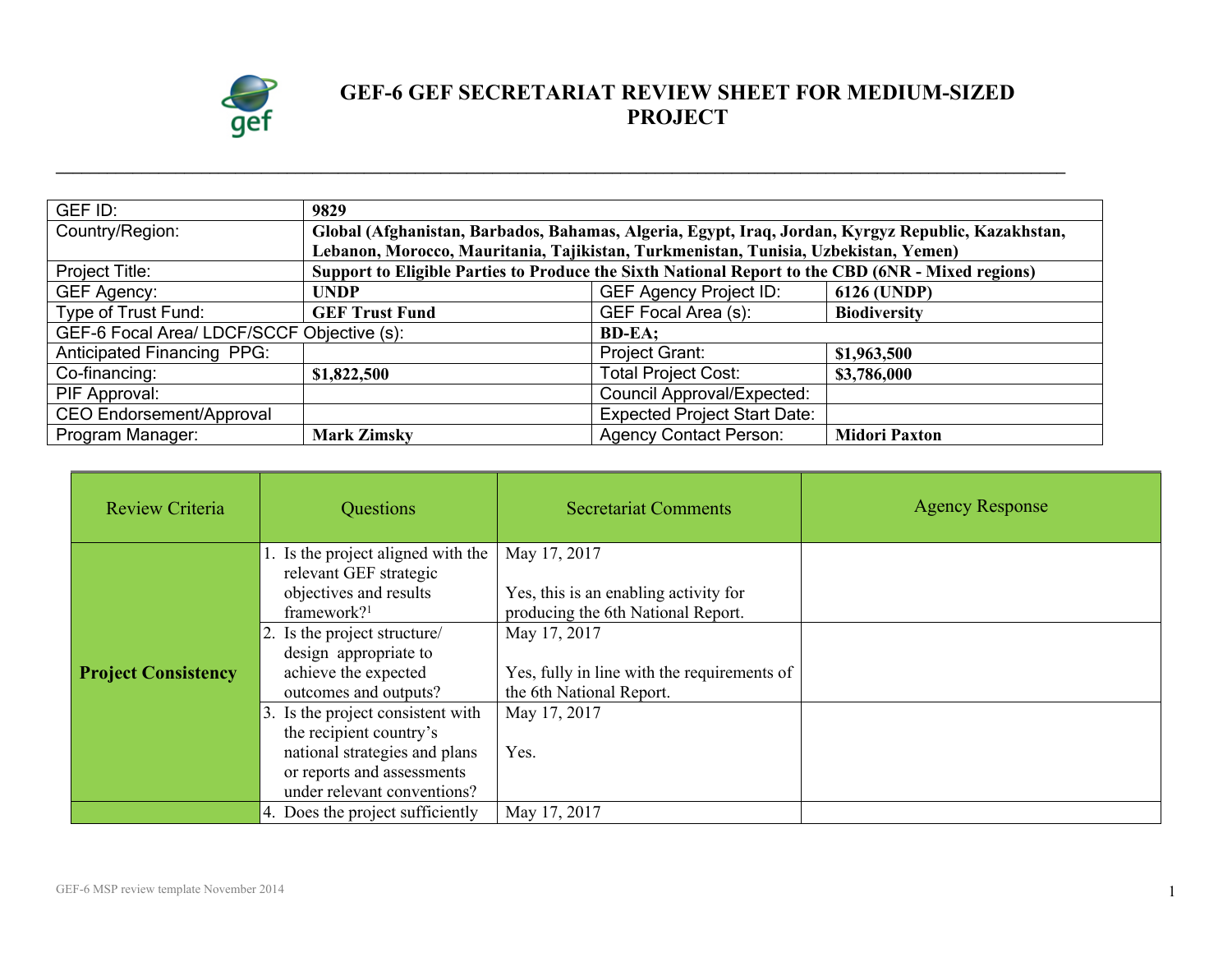# GEF-6 GEF SECRETARIAT REVIEW SHEET FOR MEDIUM-SIZED PROJECT

| GEF ID: | 9829 | | |
|---|---|---|---|
| Country/Region: | **Global (Afghanistan, Barbados, Bahamas, Algeria, Egypt, Iraq, Jordan, Kyrgyz Republic, Kazakhstan, Lebanon, Morocco, Mauritania, Tajikistan, Turkmenistan, Tunisia, Uzbekistan, Yemen)** | | |
| Project Title: | **Support to Eligible Parties to Produce the Sixth National Report to the CBD (6NR - Mixed regions)** | | |
| GEF Agency: | **UNDP** | GEF Agency Project ID: | **6126 (UNDP)** |
| Type of Trust Fund: | **GEF Trust Fund** | GEF Focal Area (s): | **Biodiversity** |
| GEF-6 Focal Area/ LDCF/SCCF Objective (s): | | **BD-EA;** | |
| Anticipated Financing PPG: | | Project Grant: | **$1,963,500** |
| Co-financing: | **$1,822,500** | Total Project Cost: | **$3,786,000** |
| PIF Approval: | | Council Approval/Expected: | |
| CEO Endorsement/Approval | | Expected Project Start Date: | |
| Program Manager: | **Mark Zimsky** | Agency Contact Person: | **Midori Paxton** |

| Review Criteria | Questions | Secretariat Comments | Agency Response |
|---|---|---|---|
| **Project Consistency** | 1. Is the project aligned with the relevant GEF strategic objectives and results framework?[1] | May 17, 2017<br><br>Yes, this is an enabling activity for producing the 6th National Report. | |
| | 2. Is the project structure/ design appropriate to achieve the expected outcomes and outputs? | May 17, 2017<br><br>Yes, fully in line with the requirements of the 6th National Report. | |
| | 3. Is the project consistent with the recipient country's national strategies and plans or reports and assessments under relevant conventions? | May 17, 2017<br><br>Yes. | |
| | 4. Does the project sufficiently | May 17, 2017 | |

GEF-6 MSP review template November 2014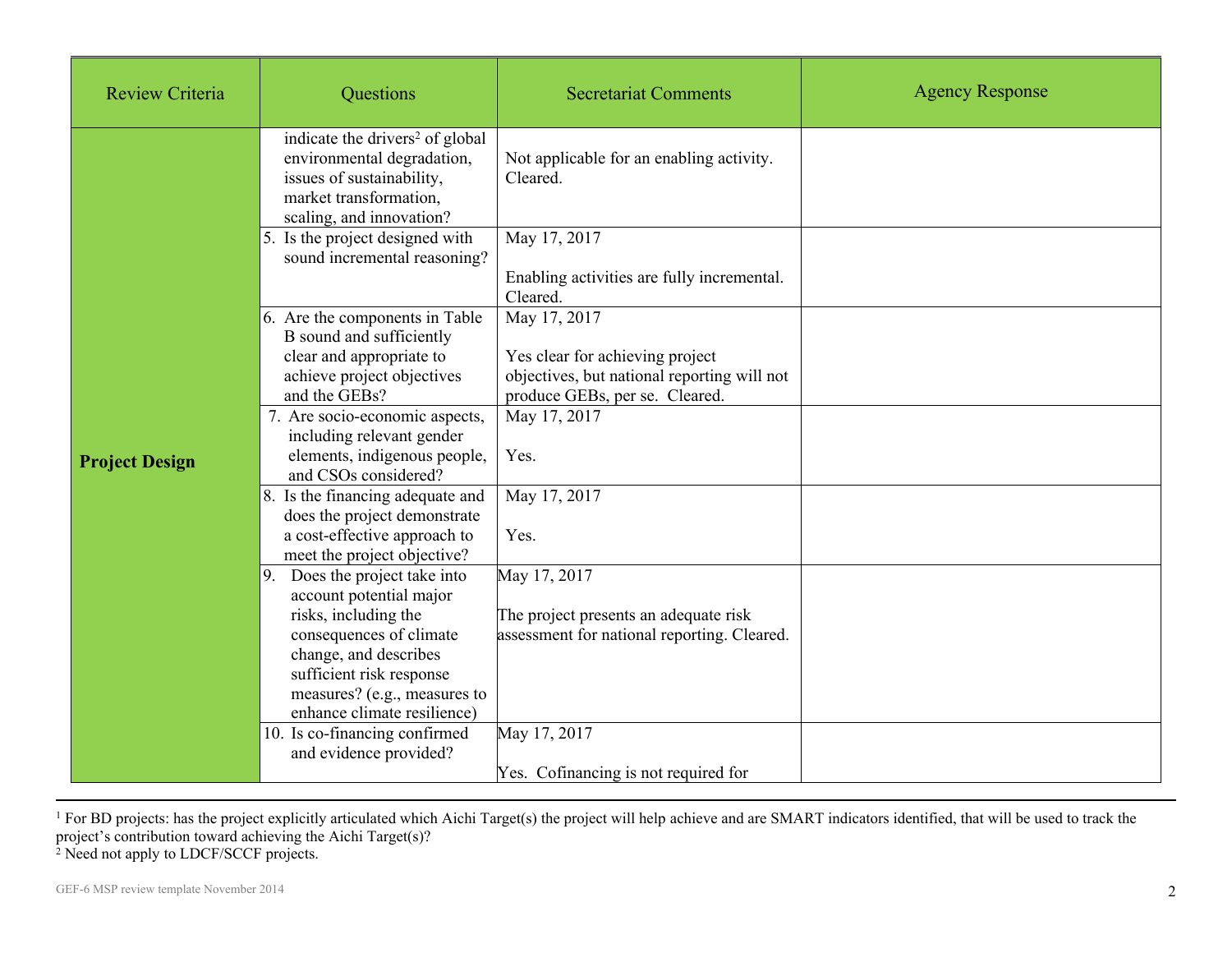| Review Criteria | Questions | Secretariat Comments | Agency Response |
|---|---|---|---|
| **Project Design** | indicate the drivers[2] of global environmental degradation, issues of sustainability, market transformation, scaling, and innovation? | Not applicable for an enabling activity. Cleared. | |
| | 5. Is the project designed with sound incremental reasoning? | May 17, 2017<br><br>Enabling activities are fully incremental. Cleared. | |
| | 6. Are the components in Table B sound and sufficiently clear and appropriate to achieve project objectives and the GEBs? | May 17, 2017<br><br>Yes clear for achieving project objectives, but national reporting will not produce GEBs, per se. Cleared. | |
| | 7. Are socio-economic aspects, including relevant gender elements, indigenous people, and CSOs considered? | May 17, 2017<br><br>Yes. | |
| | 8. Is the financing adequate and does the project demonstrate a cost-effective approach to meet the project objective? | May 17, 2017<br><br>Yes. | |
| | 9. Does the project take into account potential major risks, including the consequences of climate change, and describes sufficient risk response measures? (e.g., measures to enhance climate resilience) | May 17, 2017<br><br>The project presents an adequate risk assessment for national reporting. Cleared. | |
| | 10. Is co-financing confirmed and evidence provided? | May 17, 2017<br><br>Yes. Cofinancing is not required for | |

[1] For BD projects: has the project explicitly articulated which Aichi Target(s) the project will help achieve and are SMART indicators identified, that will be used to track the project's contribution toward achieving the Aichi Target(s)?
[2] Need not apply to LDCF/SCCF projects.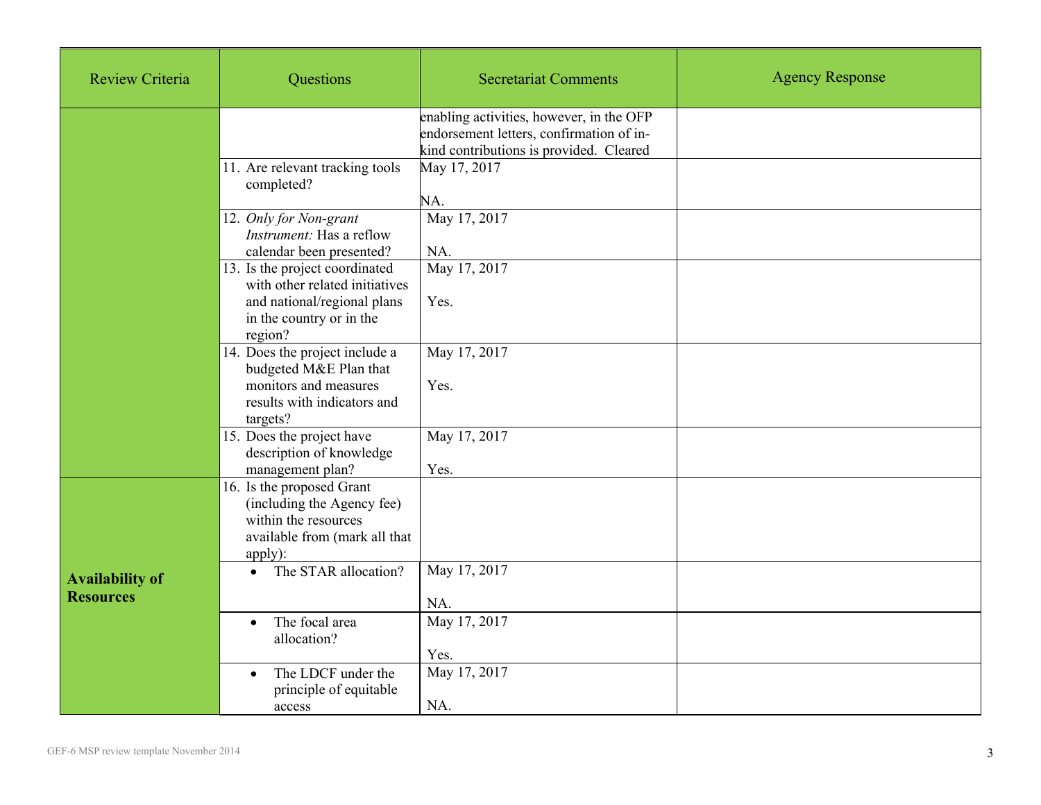| Review Criteria | Questions | Secretariat Comments | Agency Response |
| --- | --- | --- | --- |
| | | enabling activities, however, in the OFP endorsement letters, confirmation of in-kind contributions is provided. Cleared | |
| | 11. Are relevant tracking tools completed? | May 17, 2017<br><br>NA. | |
| | 12. *Only for Non-grant Instrument:* Has a reflow calendar been presented? | May 17, 2017<br><br>NA. | |
| | 13. Is the project coordinated with other related initiatives and national/regional plans in the country or in the region? | May 17, 2017<br><br>Yes. | |
| | 14. Does the project include a budgeted M&E Plan that monitors and measures results with indicators and targets? | May 17, 2017<br><br>Yes. | |
| | 15. Does the project have description of knowledge management plan? | May 17, 2017<br><br>Yes. | |
| **Availability of Resources** | 16. Is the proposed Grant (including the Agency fee) within the resources available from (mark all that apply): | | |
| | • The STAR allocation? | May 17, 2017<br><br>NA. | |
| | • The focal area allocation? | May 17, 2017<br><br>Yes. | |
| | • The LDCF under the principle of equitable access | May 17, 2017<br><br>NA. | |

GEF-6 MSP review template November 2014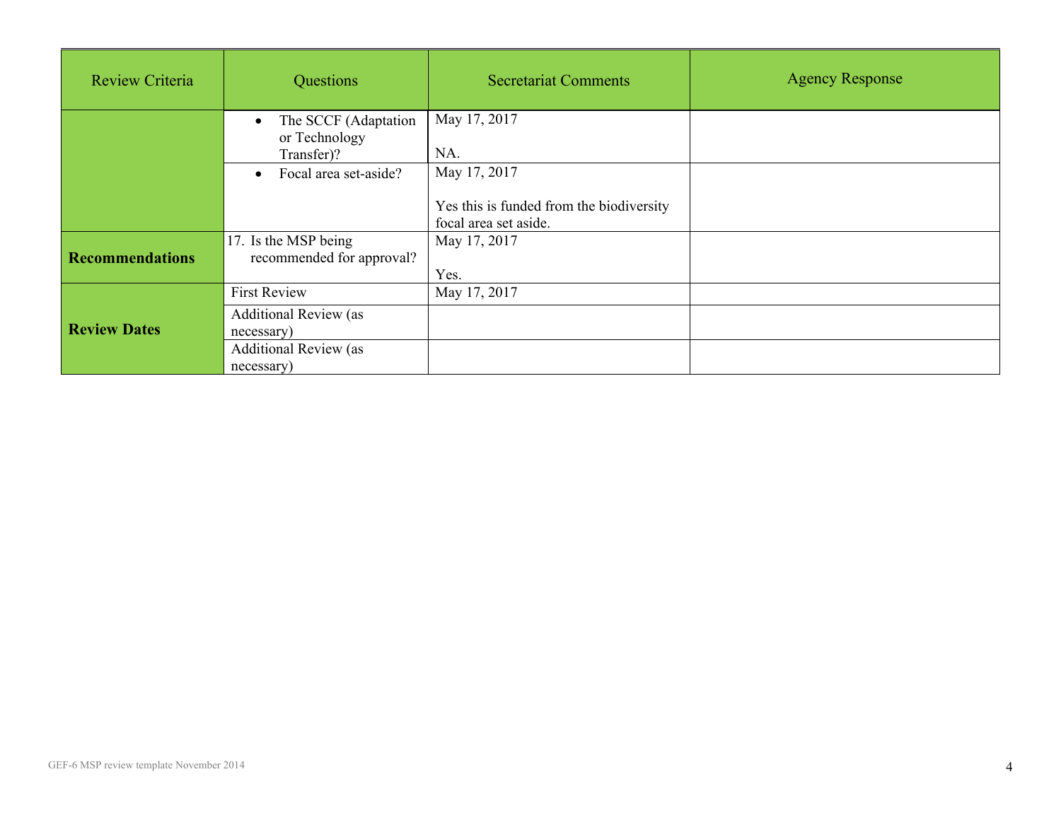| Review Criteria | Questions | Secretariat Comments | Agency Response |
|---|---|---|---|
| | • The SCCF (Adaptation or Technology Transfer)? | May 17, 2017<br><br>NA. | |
| | • Focal area set-aside? | May 17, 2017<br><br>Yes this is funded from the biodiversity focal area set aside. | |
| **Recommendations** | 17. Is the MSP being recommended for approval? | May 17, 2017<br><br>Yes. | |
| **Review Dates** | First Review | May 17, 2017 | |
| | Additional Review (as necessary) | | |
| | Additional Review (as necessary) | | |

GEF-6 MSP review template November 2014